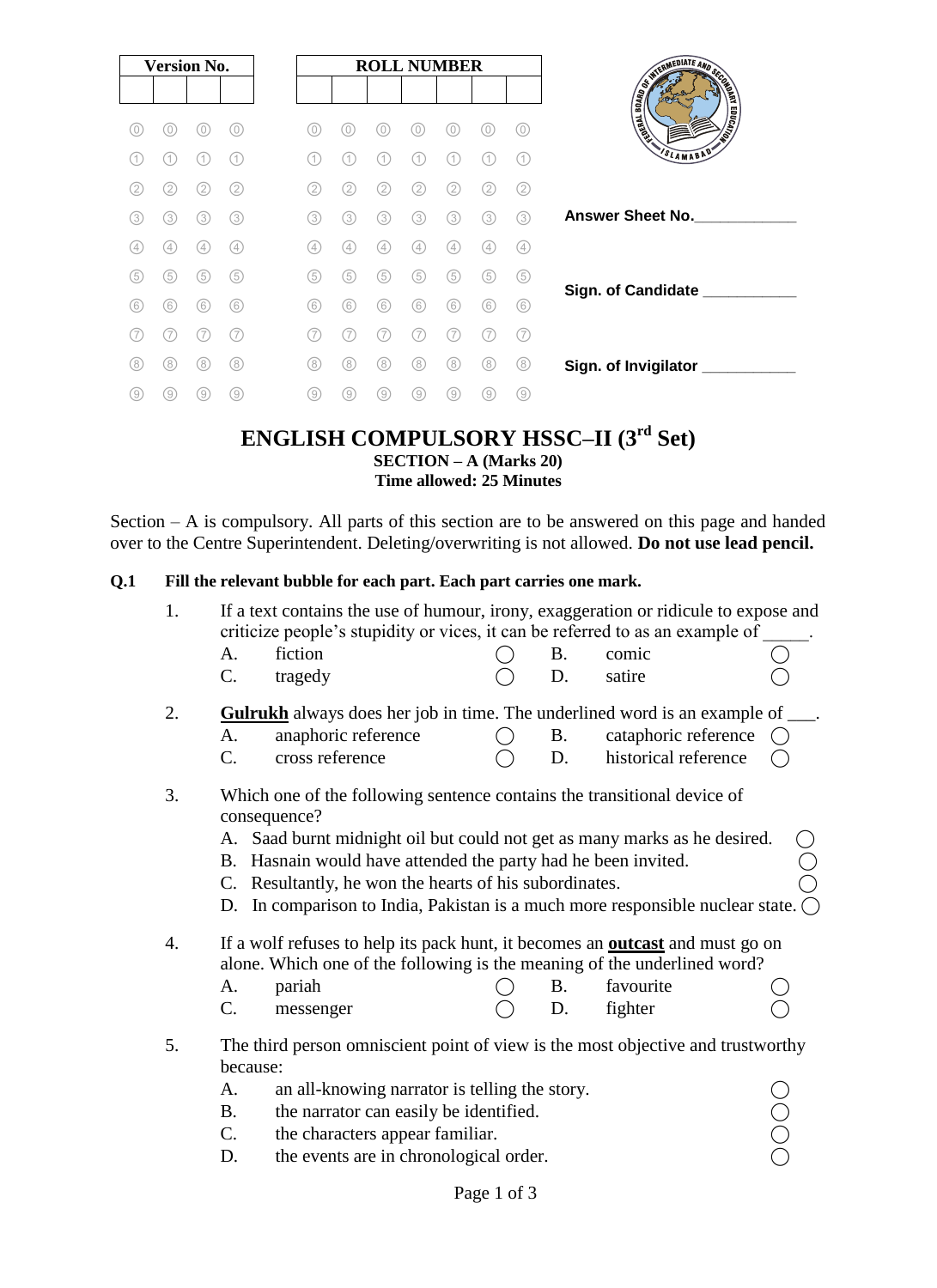| Version No. | | | |
|---|---|---|---|
| | | | |

| ROLL NUMBER | | | | | | |
|---|---|---|---|---|---|---|
| | | | | | | |

Answer Sheet No.____________

Sign. of Candidate ___________

Sign. of Invigilator ___________

# ENGLISH COMPULSORY HSSC–II (3rd Set)

**SECTION – A (Marks 20)**

**Time allowed: 25 Minutes**

Section – A is compulsory. All parts of this section are to be answered on this page and handed over to the Centre Superintendent. Deleting/overwriting is not allowed. **Do not use lead pencil.**

**Q.1 Fill the relevant bubble for each part. Each part carries one mark.**

1. If a text contains the use of humour, irony, exaggeration or ridicule to expose and criticize people's stupidity or vices, it can be referred to as an example of _____.
   - A. fiction
   - B. comic
   - C. tragedy
   - D. satire

2. **Gulrukh** always does her job in time. The underlined word is an example of ___.
   - A. anaphoric reference
   - B. cataphoric reference
   - C. cross reference
   - D. historical reference

3. Which one of the following sentence contains the transitional device of consequence?
   - A. Saad burnt midnight oil but could not get as many marks as he desired.
   - B. Hasnain would have attended the party had he been invited.
   - C. Resultantly, he won the hearts of his subordinates.
   - D. In comparison to India, Pakistan is a much more responsible nuclear state.

4. If a wolf refuses to help its pack hunt, it becomes an **outcast** and must go on alone. Which one of the following is the meaning of the underlined word?
   - A. pariah
   - B. favourite
   - C. messenger
   - D. fighter

5. The third person omniscient point of view is the most objective and trustworthy because:
   - A. an all-knowing narrator is telling the story.
   - B. the narrator can easily be identified.
   - C. the characters appear familiar.
   - D. the events are in chronological order.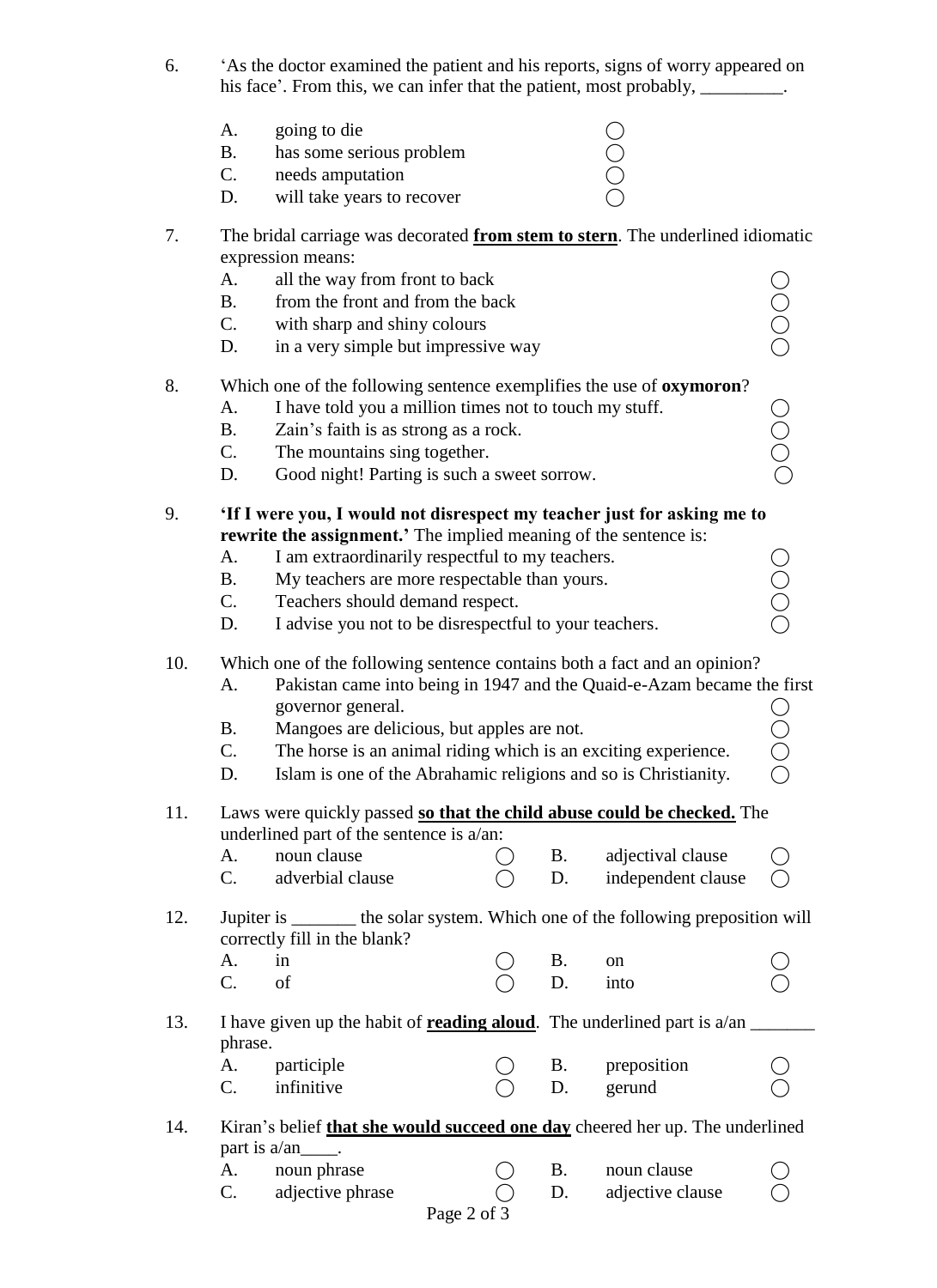6. 'As the doctor examined the patient and his reports, signs of worry appeared on his face'. From this, we can infer that the patient, most probably, _________.

   A. going to die ◯
   B. has some serious problem ◯
   C. needs amputation ◯
   D. will take years to recover ◯

7. The bridal carriage was decorated **<u>from stem to stern</u>**. The underlined idiomatic expression means:
   A. all the way from front to back ◯
   B. from the front and from the back ◯
   C. with sharp and shiny colours ◯
   D. in a very simple but impressive way ◯

8. Which one of the following sentence exemplifies the use of **oxymoron**?
   A. I have told you a million times not to touch my stuff. ◯
   B. Zain's faith is as strong as a rock. ◯
   C. The mountains sing together. ◯
   D. Good night! Parting is such a sweet sorrow. ◯

9. **'If I were you, I would not disrespect my teacher just for asking me to rewrite the assignment.'** The implied meaning of the sentence is:
   A. I am extraordinarily respectful to my teachers. ◯
   B. My teachers are more respectable than yours. ◯
   C. Teachers should demand respect. ◯
   D. I advise you not to be disrespectful to your teachers. ◯

10. Which one of the following sentence contains both a fact and an opinion?
    A. Pakistan came into being in 1947 and the Quaid-e-Azam became the first governor general. ◯
    B. Mangoes are delicious, but apples are not. ◯
    C. The horse is an animal riding which is an exciting experience. ◯
    D. Islam is one of the Abrahamic religions and so is Christianity. ◯

11. Laws were quickly passed **<u>so that the child abuse could be checked.</u>** The underlined part of the sentence is a/an:

    | | | | | | |
    |---|---|---|---|---|---|
    | A. | noun clause ◯ | | B. | adjectival clause ◯ | |
    | C. | adverbial clause ◯ | | D. | independent clause ◯ | |

12. Jupiter is _______ the solar system. Which one of the following preposition will correctly fill in the blank?

    | | | | | | |
    |---|---|---|---|---|---|
    | A. | in ◯ | | B. | on ◯ | |
    | C. | of ◯ | | D. | into ◯ | |

13. I have given up the habit of **<u>reading aloud</u>**. The underlined part is a/an _______ phrase.

    | | | | | | |
    |---|---|---|---|---|---|
    | A. | participle ◯ | | B. | preposition ◯ | |
    | C. | infinitive ◯ | | D. | gerund ◯ | |

14. Kiran's belief **<u>that she would succeed one day</u>** cheered her up. The underlined part is a/an____.

    | | | | | | |
    |---|---|---|---|---|---|
    | A. | noun phrase ◯ | | B. | noun clause ◯ | |
    | C. | adjective phrase ◯ | | D. | adjective clause ◯ | |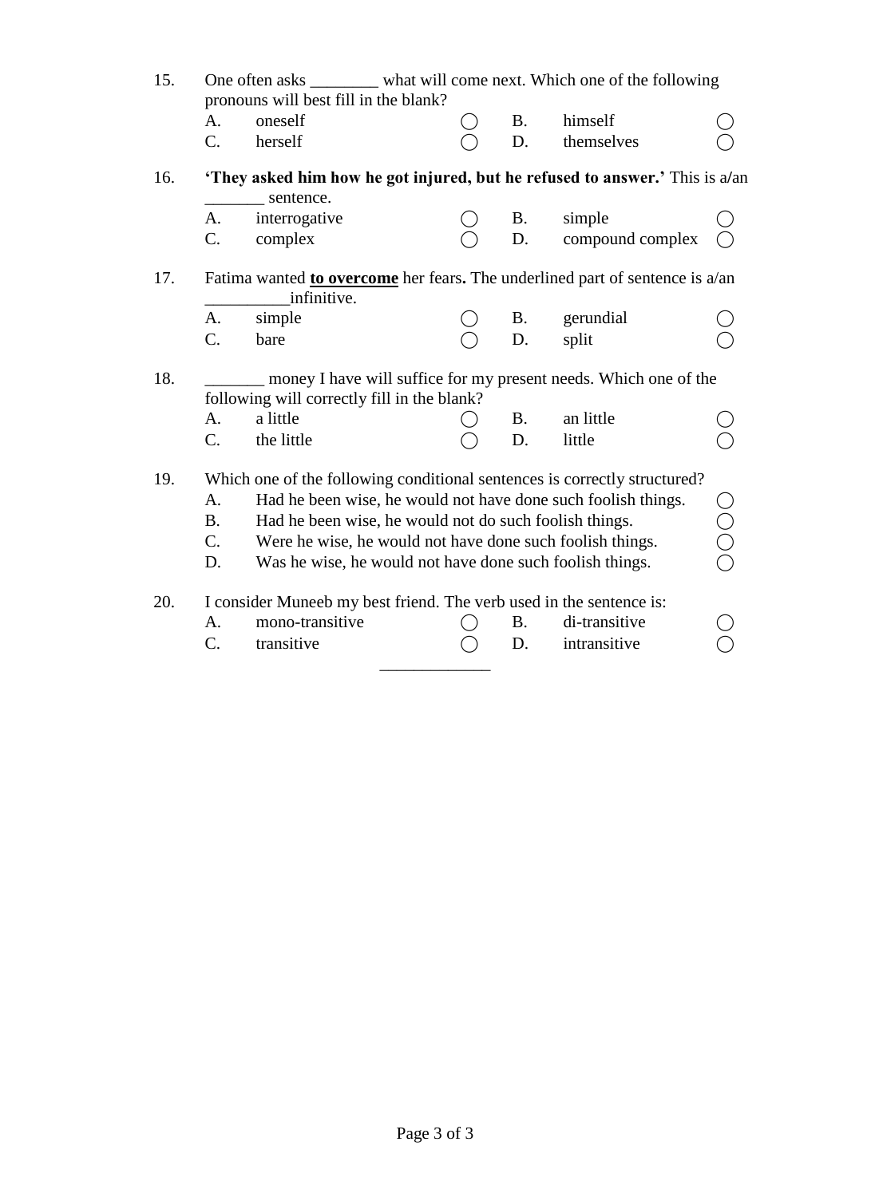15. One often asks ________ what will come next. Which one of the following pronouns will best fill in the blank?

| | | | | | |
|---|---|---|---|---|---|
| A. | oneself | ◯ | B. | himself | ◯ |
| C. | herself | ◯ | D. | themselves | ◯ |

16. **'They asked him how he got injured, but he refused to answer.'** This is a/an _______ sentence.

| | | | | | |
|---|---|---|---|---|---|
| A. | interrogative | ◯ | B. | simple | ◯ |
| C. | complex | ◯ | D. | compound complex | ◯ |

17. Fatima wanted <u>**to overcome**</u> her fears**.** The underlined part of sentence is a/an __________infinitive.

| | | | | | |
|---|---|---|---|---|---|
| A. | simple | ◯ | B. | gerundial | ◯ |
| C. | bare | ◯ | D. | split | ◯ |

18. _______ money I have will suffice for my present needs. Which one of the following will correctly fill in the blank?

| | | | | | |
|---|---|---|---|---|---|
| A. | a little | ◯ | B. | an little | ◯ |
| C. | the little | ◯ | D. | little | ◯ |

19. Which one of the following conditional sentences is correctly structured?

A. Had he been wise, he would not have done such foolish things. ◯
B. Had he been wise, he would not do such foolish things. ◯
C. Were he wise, he would not have done such foolish things. ◯
D. Was he wise, he would not have done such foolish things. ◯

20. I consider Muneeb my best friend. The verb used in the sentence is:

| | | | | | |
|---|---|---|---|---|---|
| A. | mono-transitive | ◯ | B. | di-transitive | ◯ |
| C. | transitive | ◯ | D. | intransitive | ◯ |

_____________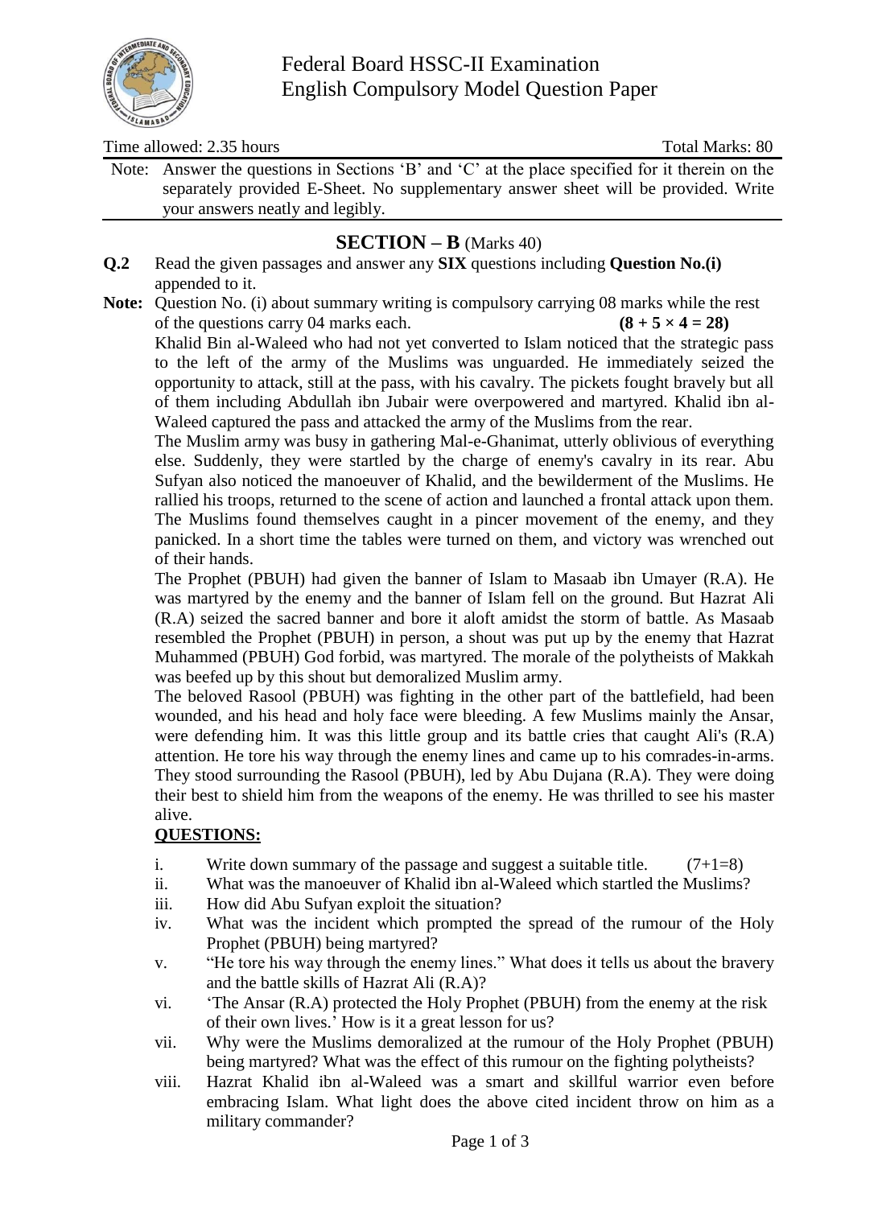# Federal Board HSSC-II Examination
## English Compulsory Model Question Paper

Time allowed: 2.35 hours Total Marks: 80

Note: Answer the questions in Sections 'B' and 'C' at the place specified for it therein on the separately provided E-Sheet. No supplementary answer sheet will be provided. Write your answers neatly and legibly.

## SECTION – B (Marks 40)

**Q.2** Read the given passages and answer any **SIX** questions including **Question No.(i)** appended to it.

**Note:** Question No. (i) about summary writing is compulsory carrying 08 marks while the rest of the questions carry 04 marks each. **(8 + 5 × 4 = 28)**

Khalid Bin al-Waleed who had not yet converted to Islam noticed that the strategic pass to the left of the army of the Muslims was unguarded. He immediately seized the opportunity to attack, still at the pass, with his cavalry. The pickets fought bravely but all of them including Abdullah ibn Jubair were overpowered and martyred. Khalid ibn al-Waleed captured the pass and attacked the army of the Muslims from the rear.

The Muslim army was busy in gathering Mal-e-Ghanimat, utterly oblivious of everything else. Suddenly, they were startled by the charge of enemy's cavalry in its rear. Abu Sufyan also noticed the manoeuver of Khalid, and the bewilderment of the Muslims. He rallied his troops, returned to the scene of action and launched a frontal attack upon them. The Muslims found themselves caught in a pincer movement of the enemy, and they panicked. In a short time the tables were turned on them, and victory was wrenched out of their hands.

The Prophet (PBUH) had given the banner of Islam to Masaab ibn Umayer (R.A). He was martyred by the enemy and the banner of Islam fell on the ground. But Hazrat Ali (R.A) seized the sacred banner and bore it aloft amidst the storm of battle. As Masaab resembled the Prophet (PBUH) in person, a shout was put up by the enemy that Hazrat Muhammed (PBUH) God forbid, was martyred. The morale of the polytheists of Makkah was beefed up by this shout but demoralized Muslim army.

The beloved Rasool (PBUH) was fighting in the other part of the battlefield, had been wounded, and his head and holy face were bleeding. A few Muslims mainly the Ansar, were defending him. It was this little group and its battle cries that caught Ali's (R.A) attention. He tore his way through the enemy lines and came up to his comrades-in-arms. They stood surrounding the Rasool (PBUH), led by Abu Dujana (R.A). They were doing their best to shield him from the weapons of the enemy. He was thrilled to see his master alive.

**QUESTIONS:**

i. Write down summary of the passage and suggest a suitable title. (7+1=8)
ii. What was the manoeuver of Khalid ibn al-Waleed which startled the Muslims?
iii. How did Abu Sufyan exploit the situation?
iv. What was the incident which prompted the spread of the rumour of the Holy Prophet (PBUH) being martyred?
v. "He tore his way through the enemy lines." What does it tells us about the bravery and the battle skills of Hazrat Ali (R.A)?
vi. 'The Ansar (R.A) protected the Holy Prophet (PBUH) from the enemy at the risk of their own lives.' How is it a great lesson for us?
vii. Why were the Muslims demoralized at the rumour of the Holy Prophet (PBUH) being martyred? What was the effect of this rumour on the fighting polytheists?
viii. Hazrat Khalid ibn al-Waleed was a smart and skillful warrior even before embracing Islam. What light does the above cited incident throw on him as a military commander?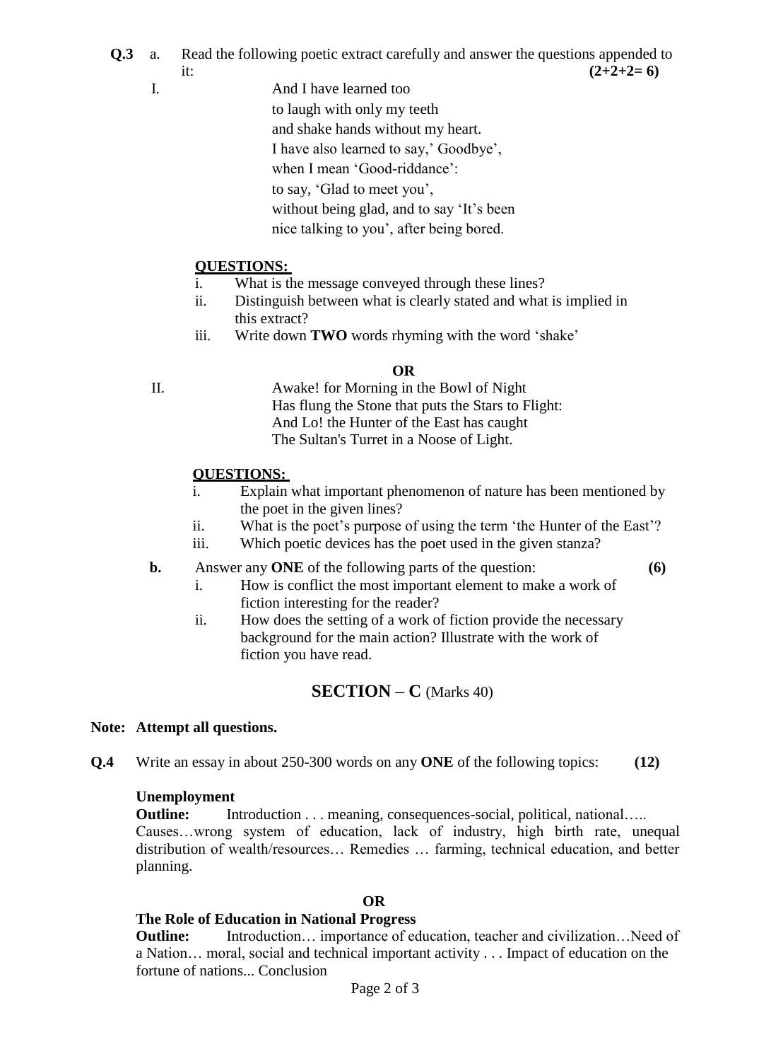**Q.3** a. Read the following poetic extract carefully and answer the questions appended to it: **(2+2+2= 6)**

I.

And I have learned too  
to laugh with only my teeth  
and shake hands without my heart.  
I have also learned to say,' Goodbye',  
when I mean 'Good-riddance':  
to say, 'Glad to meet you',  
without being glad, and to say 'It's been  
nice talking to you', after being bored.

**QUESTIONS:**

i. What is the message conveyed through these lines?

ii. Distinguish between what is clearly stated and what is implied in this extract?

iii. Write down **TWO** words rhyming with the word 'shake'

**OR**

II.

Awake! for Morning in the Bowl of Night  
Has flung the Stone that puts the Stars to Flight:  
And Lo! the Hunter of the East has caught  
The Sultan's Turret in a Noose of Light.

**QUESTIONS:**

i. Explain what important phenomenon of nature has been mentioned by the poet in the given lines?

ii. What is the poet's purpose of using the term 'the Hunter of the East'?

iii. Which poetic devices has the poet used in the given stanza?

**b.** Answer any **ONE** of the following parts of the question: **(6)**

i. How is conflict the most important element to make a work of fiction interesting for the reader?

ii. How does the setting of a work of fiction provide the necessary background for the main action? Illustrate with the work of fiction you have read.

## SECTION – C (Marks 40)

**Note: Attempt all questions.**

**Q.4** Write an essay in about 250-300 words on any **ONE** of the following topics: **(12)**

**Unemployment**

**Outline:** Introduction . . . meaning, consequences-social, political, national….. Causes…wrong system of education, lack of industry, high birth rate, unequal distribution of wealth/resources… Remedies … farming, technical education, and better planning.

**OR**

**The Role of Education in National Progress**

**Outline:** Introduction… importance of education, teacher and civilization…Need of a Nation… moral, social and technical important activity . . . Impact of education on the fortune of nations... Conclusion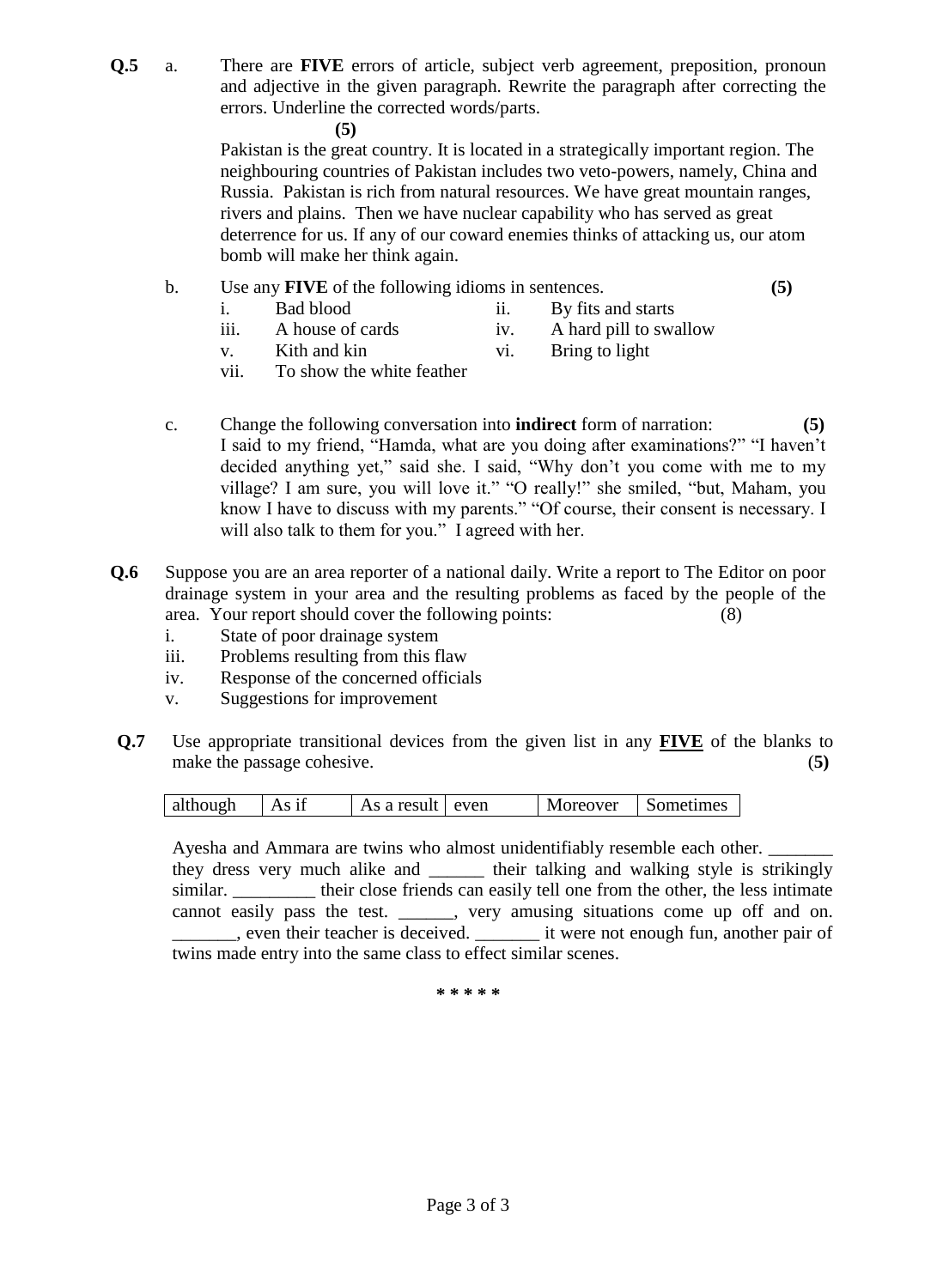**Q.5** a. There are **FIVE** errors of article, subject verb agreement, preposition, pronoun and adjective in the given paragraph. Rewrite the paragraph after correcting the errors. Underline the corrected words/parts. **(5)**

Pakistan is the great country. It is located in a strategically important region. The neighbouring countries of Pakistan includes two veto-powers, namely, China and Russia. Pakistan is rich from natural resources. We have great mountain ranges, rivers and plains. Then we have nuclear capability who has served as great deterrence for us. If any of our coward enemies thinks of attacking us, our atom bomb will make her think again.

b. Use any **FIVE** of the following idioms in sentences. **(5)**

i. Bad blood
ii. By fits and starts
iii. A house of cards
iv. A hard pill to swallow
v. Kith and kin
vi. Bring to light
vii. To show the white feather

c. Change the following conversation into **indirect** form of narration: **(5)**

I said to my friend, "Hamda, what are you doing after examinations?" "I haven't decided anything yet," said she. I said, "Why don't you come with me to my village? I am sure, you will love it." "O really!" she smiled, "but, Maham, you know I have to discuss with my parents." "Of course, their consent is necessary. I will also talk to them for you." I agreed with her.

**Q.6** Suppose you are an area reporter of a national daily. Write a report to The Editor on poor drainage system in your area and the resulting problems as faced by the people of the area. Your report should cover the following points: (8)

i. State of poor drainage system
iii. Problems resulting from this flaw
iv. Response of the concerned officials
v. Suggestions for improvement

**Q.7** Use appropriate transitional devices from the given list in any **FIVE** of the blanks to make the passage cohesive. (**5**)

| although | As if | As a result | even | Moreover | Sometimes |
|---|---|---|---|---|---|

Ayesha and Ammara are twins who almost unidentifiably resemble each other. _______ they dress very much alike and ______ their talking and walking style is strikingly similar. _________ their close friends can easily tell one from the other, the less intimate cannot easily pass the test. ______, very amusing situations come up off and on. _______, even their teacher is deceived. _______ it were not enough fun, another pair of twins made entry into the same class to effect similar scenes.

\* \* \* \* \*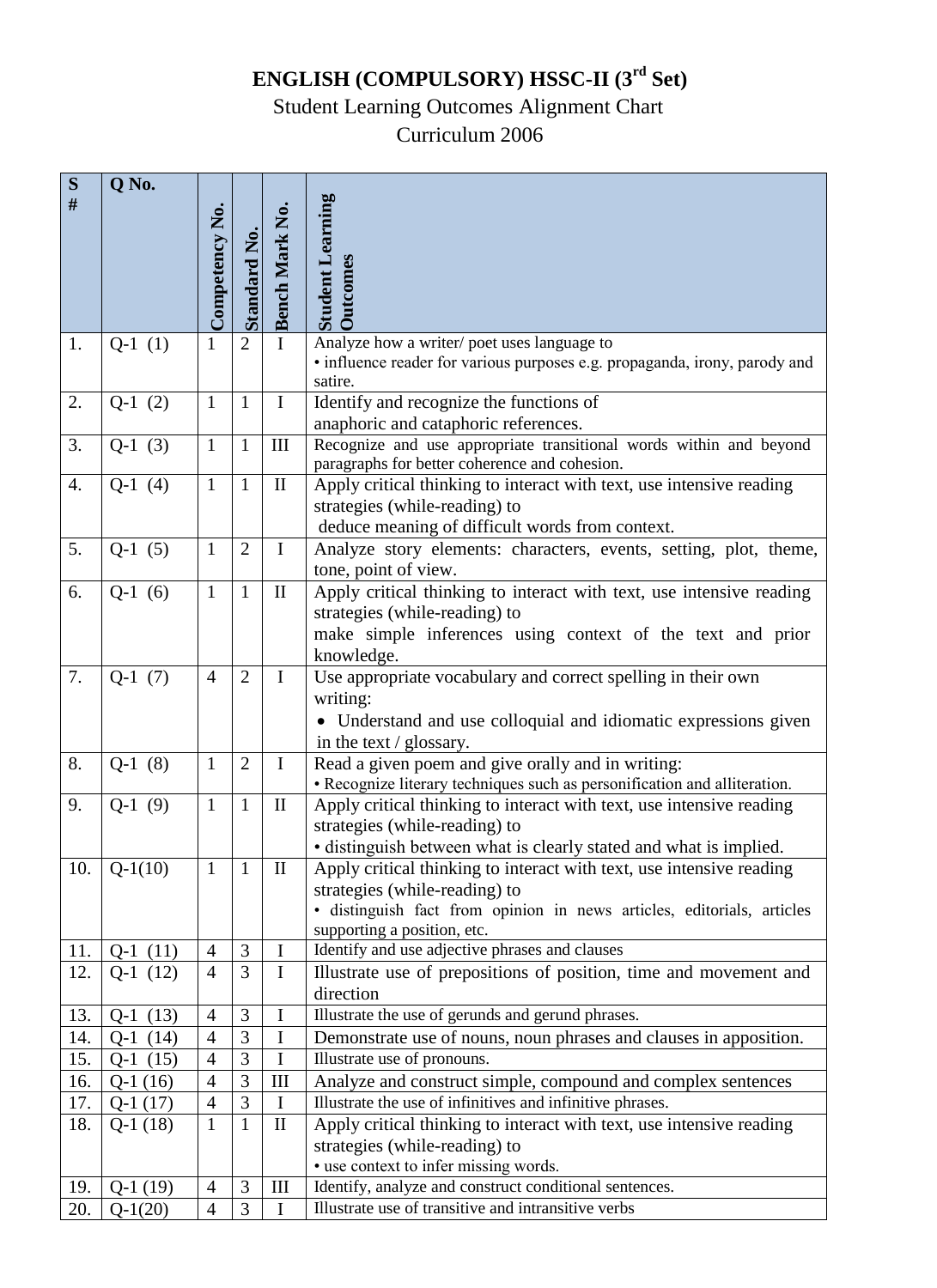# ENGLISH (COMPULSORY) HSSC-II (3rd Set)

Student Learning Outcomes Alignment Chart

Curriculum 2006

| S # | Q No. | Competency No. | Standard No. | Bench Mark No. | Student Learning Outcomes |
|---|---|---|---|---|---|
| 1. | Q-1 (1) | 1 | 2 | I | Analyze how a writer/ poet uses language to • influence reader for various purposes e.g. propaganda, irony, parody and satire. |
| 2. | Q-1 (2) | 1 | 1 | I | Identify and recognize the functions of anaphoric and cataphoric references. |
| 3. | Q-1 (3) | 1 | 1 | III | Recognize and use appropriate transitional words within and beyond paragraphs for better coherence and cohesion. |
| 4. | Q-1 (4) | 1 | 1 | II | Apply critical thinking to interact with text, use intensive reading strategies (while-reading) to deduce meaning of difficult words from context. |
| 5. | Q-1 (5) | 1 | 2 | I | Analyze story elements: characters, events, setting, plot, theme, tone, point of view. |
| 6. | Q-1 (6) | 1 | 1 | II | Apply critical thinking to interact with text, use intensive reading strategies (while-reading) to make simple inferences using context of the text and prior knowledge. |
| 7. | Q-1 (7) | 4 | 2 | I | Use appropriate vocabulary and correct spelling in their own writing: • Understand and use colloquial and idiomatic expressions given in the text / glossary. |
| 8. | Q-1 (8) | 1 | 2 | I | Read a given poem and give orally and in writing: • Recognize literary techniques such as personification and alliteration. |
| 9. | Q-1 (9) | 1 | 1 | II | Apply critical thinking to interact with text, use intensive reading strategies (while-reading) to • distinguish between what is clearly stated and what is implied. |
| 10. | Q-1(10) | 1 | 1 | II | Apply critical thinking to interact with text, use intensive reading strategies (while-reading) to • distinguish fact from opinion in news articles, editorials, articles supporting a position, etc. |
| 11. | Q-1 (11) | 4 | 3 | I | Identify and use adjective phrases and clauses |
| 12. | Q-1 (12) | 4 | 3 | I | Illustrate use of prepositions of position, time and movement and direction |
| 13. | Q-1 (13) | 4 | 3 | I | Illustrate the use of gerunds and gerund phrases. |
| 14. | Q-1 (14) | 4 | 3 | I | Demonstrate use of nouns, noun phrases and clauses in apposition. |
| 15. | Q-1 (15) | 4 | 3 | I | Illustrate use of pronouns. |
| 16. | Q-1 (16) | 4 | 3 | III | Analyze and construct simple, compound and complex sentences |
| 17. | Q-1 (17) | 4 | 3 | I | Illustrate the use of infinitives and infinitive phrases. |
| 18. | Q-1 (18) | 1 | 1 | II | Apply critical thinking to interact with text, use intensive reading strategies (while-reading) to • use context to infer missing words. |
| 19. | Q-1 (19) | 4 | 3 | III | Identify, analyze and construct conditional sentences. |
| 20. | Q-1(20) | 4 | 3 | I | Illustrate use of transitive and intransitive verbs |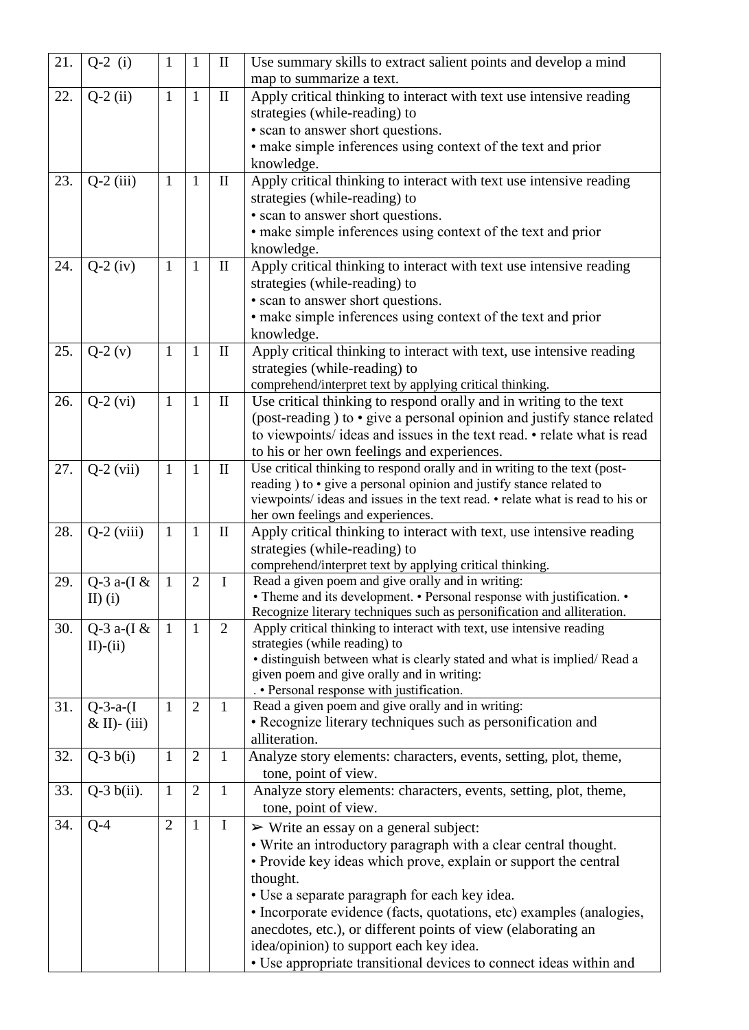| 21. | Q-2 (i) | 1 | 1 | II | Use summary skills to extract salient points and develop a mind map to summarize a text. |
|---|---|---|---|---|---|
| 22. | Q-2 (ii) | 1 | 1 | II | Apply critical thinking to interact with text use intensive reading strategies (while-reading) to<br>• scan to answer short questions.<br>• make simple inferences using context of the text and prior knowledge. |
| 23. | Q-2 (iii) | 1 | 1 | II | Apply critical thinking to interact with text use intensive reading strategies (while-reading) to<br>• scan to answer short questions.<br>• make simple inferences using context of the text and prior knowledge. |
| 24. | Q-2 (iv) | 1 | 1 | II | Apply critical thinking to interact with text use intensive reading strategies (while-reading) to<br>• scan to answer short questions.<br>• make simple inferences using context of the text and prior knowledge. |
| 25. | Q-2 (v) | 1 | 1 | II | Apply critical thinking to interact with text, use intensive reading strategies (while-reading) to<br>comprehend/interpret text by applying critical thinking. |
| 26. | Q-2 (vi) | 1 | 1 | II | Use critical thinking to respond orally and in writing to the text (post-reading ) to • give a personal opinion and justify stance related to viewpoints/ ideas and issues in the text read. • relate what is read to his or her own feelings and experiences. |
| 27. | Q-2 (vii) | 1 | 1 | II | Use critical thinking to respond orally and in writing to the text (post-reading ) to • give a personal opinion and justify stance related to viewpoints/ ideas and issues in the text read. • relate what is read to his or her own feelings and experiences. |
| 28. | Q-2 (viii) | 1 | 1 | II | Apply critical thinking to interact with text, use intensive reading strategies (while-reading) to<br>comprehend/interpret text by applying critical thinking. |
| 29. | Q-3 a-(I & II) (i) | 1 | 2 | I | Read a given poem and give orally and in writing:<br>• Theme and its development. • Personal response with justification. • Recognize literary techniques such as personification and alliteration. |
| 30. | Q-3 a-(I & II)-(ii) | 1 | 1 | 2 | Apply critical thinking to interact with text, use intensive reading strategies (while reading) to<br>• distinguish between what is clearly stated and what is implied/ Read a given poem and give orally and in writing:<br>. • Personal response with justification. |
| 31. | Q-3-a-(I & II)- (iii) | 1 | 2 | 1 | Read a given poem and give orally and in writing:<br>• Recognize literary techniques such as personification and alliteration. |
| 32. | Q-3 b(i) | 1 | 2 | 1 | Analyze story elements: characters, events, setting, plot, theme, tone, point of view. |
| 33. | Q-3 b(ii). | 1 | 2 | 1 | Analyze story elements: characters, events, setting, plot, theme, tone, point of view. |
| 34. | Q-4 | 2 | 1 | I | ➢ Write an essay on a general subject:<br>• Write an introductory paragraph with a clear central thought.<br>• Provide key ideas which prove, explain or support the central thought.<br>• Use a separate paragraph for each key idea.<br>• Incorporate evidence (facts, quotations, etc) examples (analogies, anecdotes, etc.), or different points of view (elaborating an idea/opinion) to support each key idea.<br>• Use appropriate transitional devices to connect ideas within and |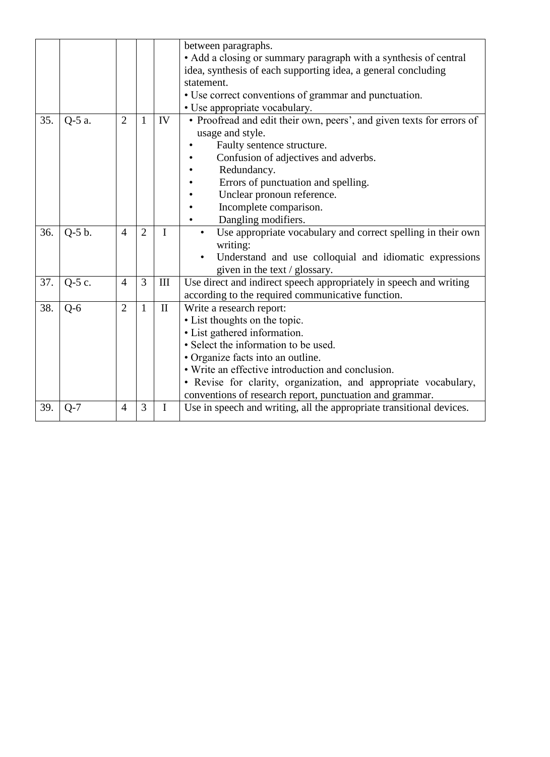| | | | | | |
|---|---|---|---|---|---|
| | | | | | between paragraphs.<br>• Add a closing or summary paragraph with a synthesis of central idea, synthesis of each supporting idea, a general concluding statement.<br>• Use correct conventions of grammar and punctuation.<br>• Use appropriate vocabulary. |
| 35. | Q-5 a. | 2 | 1 | IV | • Proofread and edit their own, peers', and given texts for errors of usage and style.<br>• Faulty sentence structure.<br>• Confusion of adjectives and adverbs.<br>• Redundancy.<br>• Errors of punctuation and spelling.<br>• Unclear pronoun reference.<br>• Incomplete comparison.<br>• Dangling modifiers. |
| 36. | Q-5 b. | 4 | 2 | I | • Use appropriate vocabulary and correct spelling in their own writing:<br>• Understand and use colloquial and idiomatic expressions given in the text / glossary. |
| 37. | Q-5 c. | 4 | 3 | III | Use direct and indirect speech appropriately in speech and writing according to the required communicative function. |
| 38. | Q-6 | 2 | 1 | II | Write a research report:<br>• List thoughts on the topic.<br>• List gathered information.<br>• Select the information to be used.<br>• Organize facts into an outline.<br>• Write an effective introduction and conclusion.<br>• Revise for clarity, organization, and appropriate vocabulary, conventions of research report, punctuation and grammar. |
| 39. | Q-7 | 4 | 3 | I | Use in speech and writing, all the appropriate transitional devices. |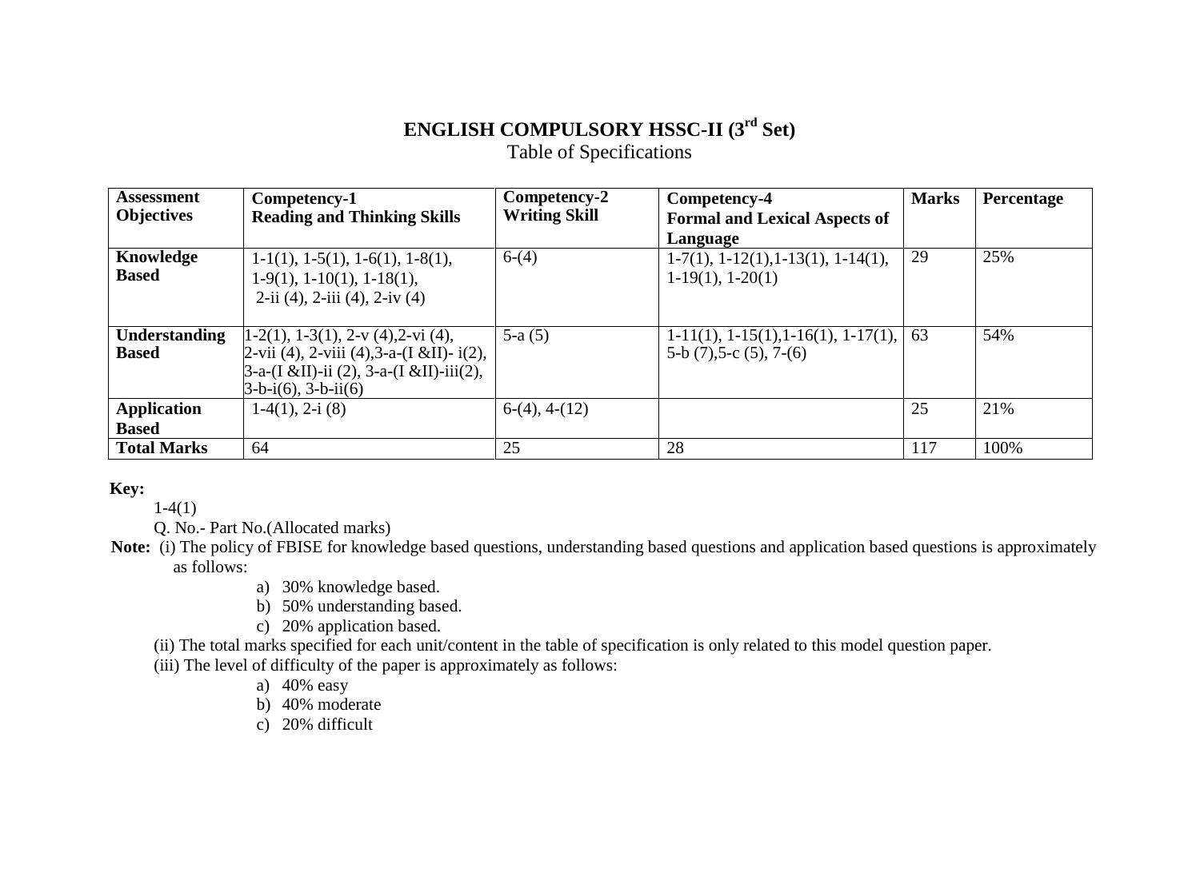# ENGLISH COMPULSORY HSSC-II (3rd Set)

Table of Specifications

| Assessment Objectives | Competency-1 Reading and Thinking Skills | Competency-2 Writing Skill | Competency-4 Formal and Lexical Aspects of Language | Marks | Percentage |
|---|---|---|---|---|---|
| **Knowledge Based** | 1-1(1), 1-5(1), 1-6(1), 1-8(1), 1-9(1), 1-10(1), 1-18(1), 2-ii (4), 2-iii (4), 2-iv (4) | 6-(4) | 1-7(1), 1-12(1),1-13(1), 1-14(1), 1-19(1), 1-20(1) | 29 | 25% |
| **Understanding Based** | 1-2(1), 1-3(1), 2-v (4),2-vi (4), 2-vii (4), 2-viii (4),3-a-(I &II)- i(2), 3-a-(I &II)-ii (2), 3-a-(I &II)-iii(2), 3-b-i(6), 3-b-ii(6) | 5-a (5) | 1-11(1), 1-15(1),1-16(1), 1-17(1), 5-b (7),5-c (5), 7-(6) | 63 | 54% |
| **Application Based** | 1-4(1), 2-i (8) | 6-(4), 4-(12) | | 25 | 21% |
| **Total Marks** | 64 | 25 | 28 | 117 | 100% |

**Key:**

1-4(1)

Q. No.- Part No.(Allocated marks)

**Note:** (i) The policy of FBISE for knowledge based questions, understanding based questions and application based questions is approximately as follows:

a) 30% knowledge based.
b) 50% understanding based.
c) 20% application based.

(ii) The total marks specified for each unit/content in the table of specification is only related to this model question paper.

(iii) The level of difficulty of the paper is approximately as follows:

a) 40% easy
b) 40% moderate
c) 20% difficult